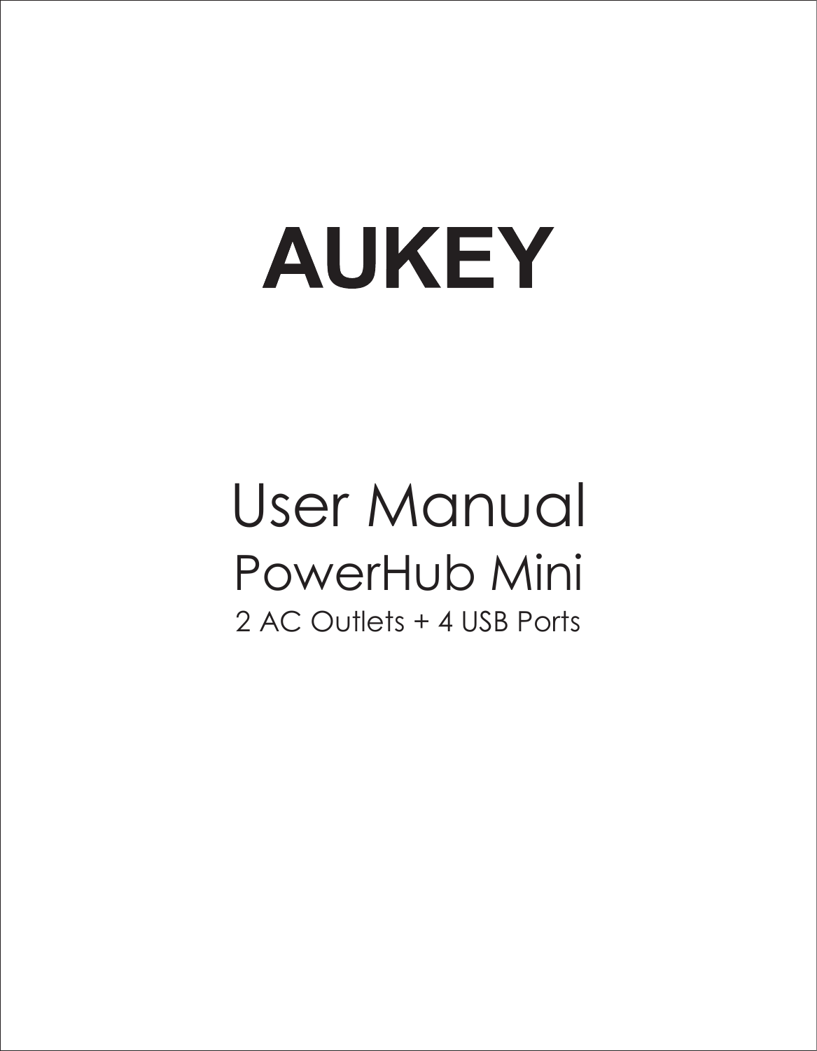# AUKEY

## User Manual

### PowerHub Mini

2 AC Outlets + 4 USB Ports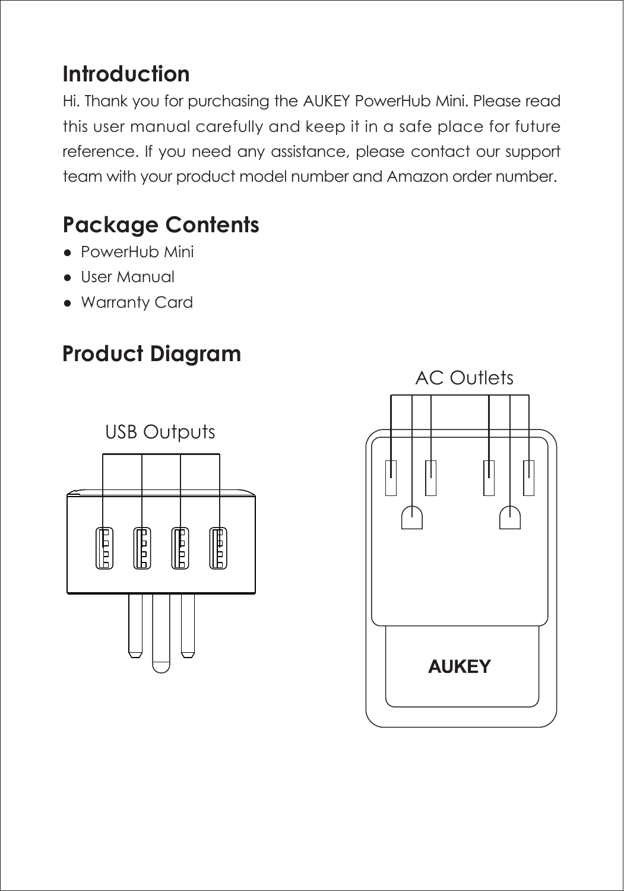## Introduction

Hi. Thank you for purchasing the AUKEY PowerHub Mini. Please read this user manual carefully and keep it in a safe place for future reference. If you need any assistance, please contact our support team with your product model number and Amazon order number.

## Package Contents

- PowerHub Mini
- User Manual
- Warranty Card

## Product Diagram

USB Outputs

AC Outlets

AUKEY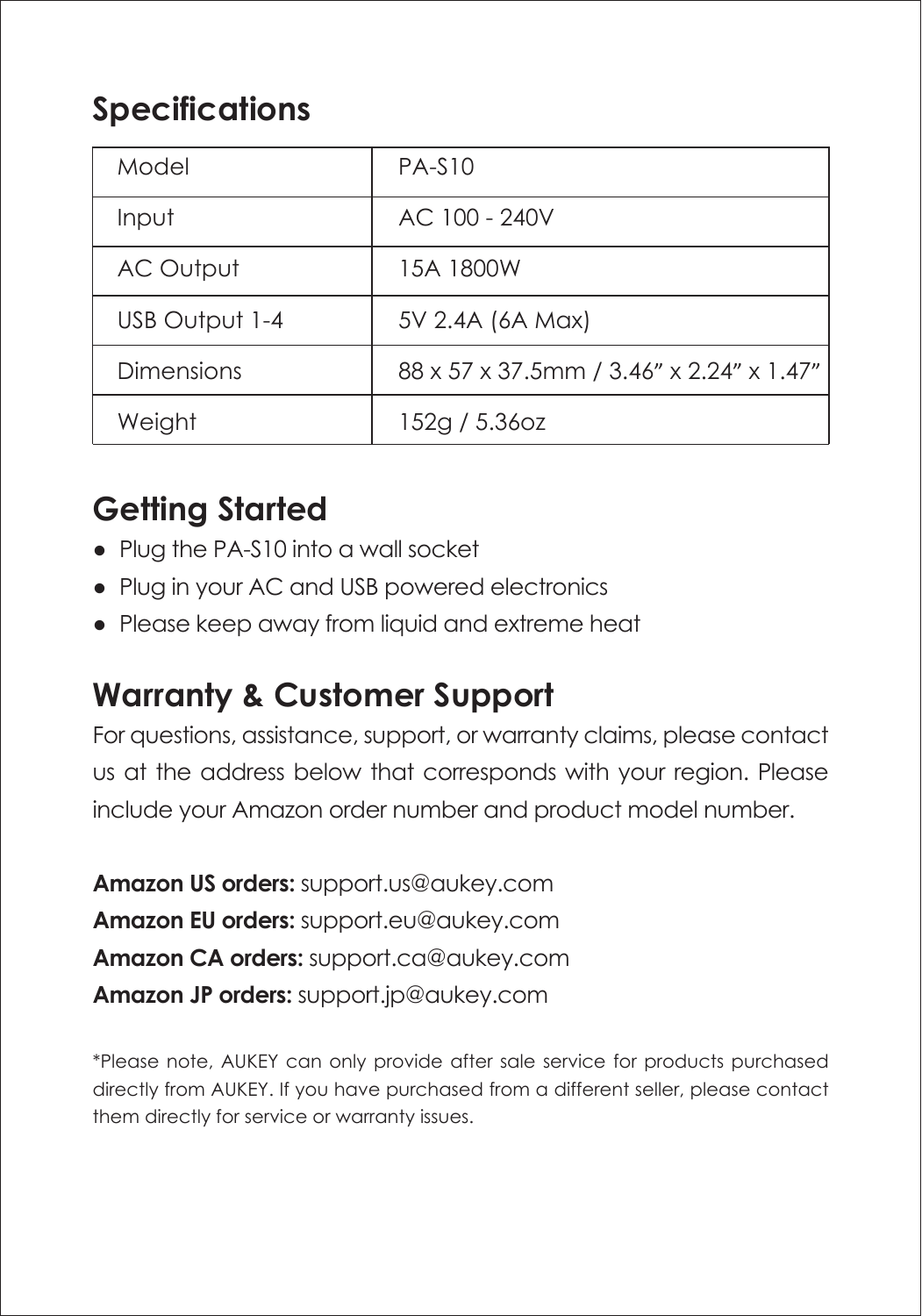## Specifications

| Model | PA-S10 |
|---|---|
| Input | AC 100 - 240V |
| AC Output | 15A 1800W |
| USB Output 1-4 | 5V 2.4A (6A Max) |
| Dimensions | 88 x 57 x 37.5mm / 3.46” x 2.24” x 1.47” |
| Weight | 152g / 5.36oz |

## Getting Started

- Plug the PA-S10 into a wall socket
- Plug in your AC and USB powered electronics
- Please keep away from liquid and extreme heat

## Warranty & Customer Support

For questions, assistance, support, or warranty claims, please contact us at the address below that corresponds with your region. Please include your Amazon order number and product model number.

**Amazon US orders:** support.us@aukey.com
**Amazon EU orders:** support.eu@aukey.com
**Amazon CA orders:** support.ca@aukey.com
**Amazon JP orders:** support.jp@aukey.com

*Please note, AUKEY can only provide after sale service for products purchased directly from AUKEY. If you have purchased from a different seller, please contact them directly for service or warranty issues.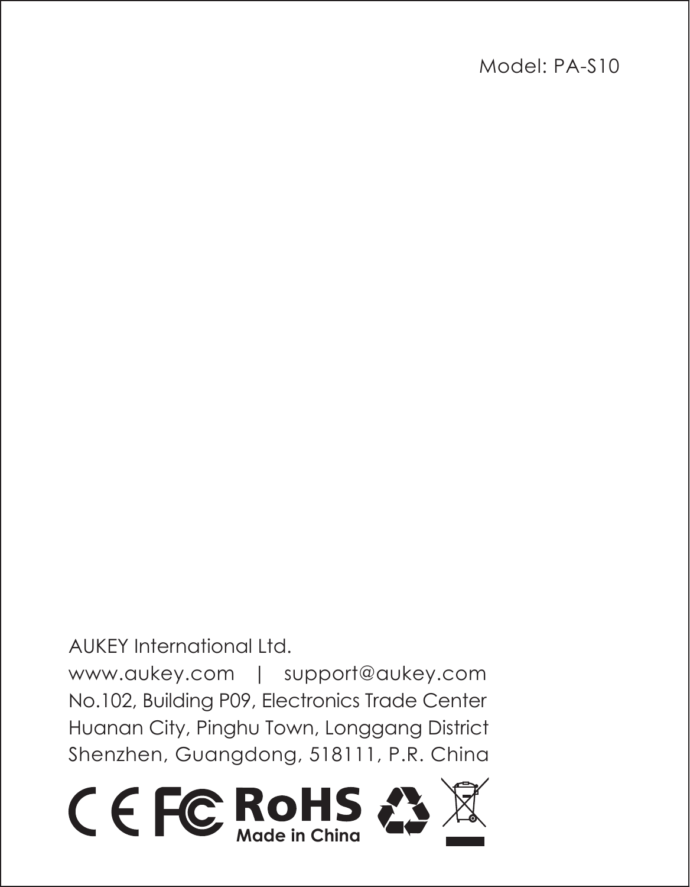Model: PA-S10

AUKEY International Ltd.
www.aukey.com | support@aukey.com
No.102, Building P09, Electronics Trade Center
Huanan City, Pinghu Town, Longgang District
Shenzhen, Guangdong, 518111, P.R. China

RoHS
Made in China